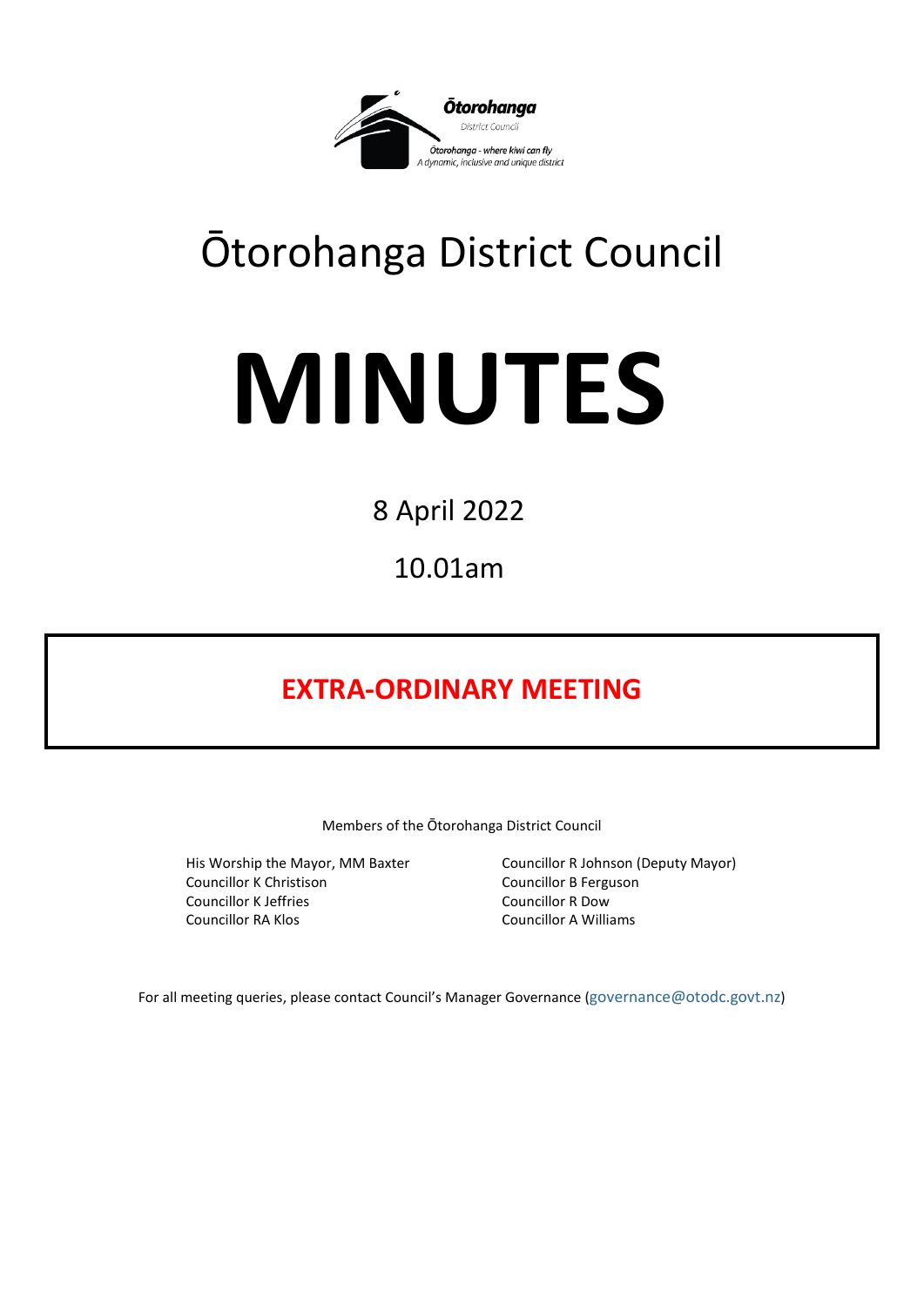Ōtorohanga District Council

Ōtorohanga - where kiwi can fly
A dynamic, inclusive and unique district

# Ōtorohanga District Council

# MINUTES

8 April 2022

10.01am

## EXTRA-ORDINARY MEETING

Members of the Ōtorohanga District Council

His Worship the Mayor, MM Baxter
Councillor K Christison
Councillor K Jeffries
Councillor RA Klos
Councillor R Johnson (Deputy Mayor)
Councillor B Ferguson
Councillor R Dow
Councillor A Williams

For all meeting queries, please contact Council's Manager Governance (governance@otodc.govt.nz)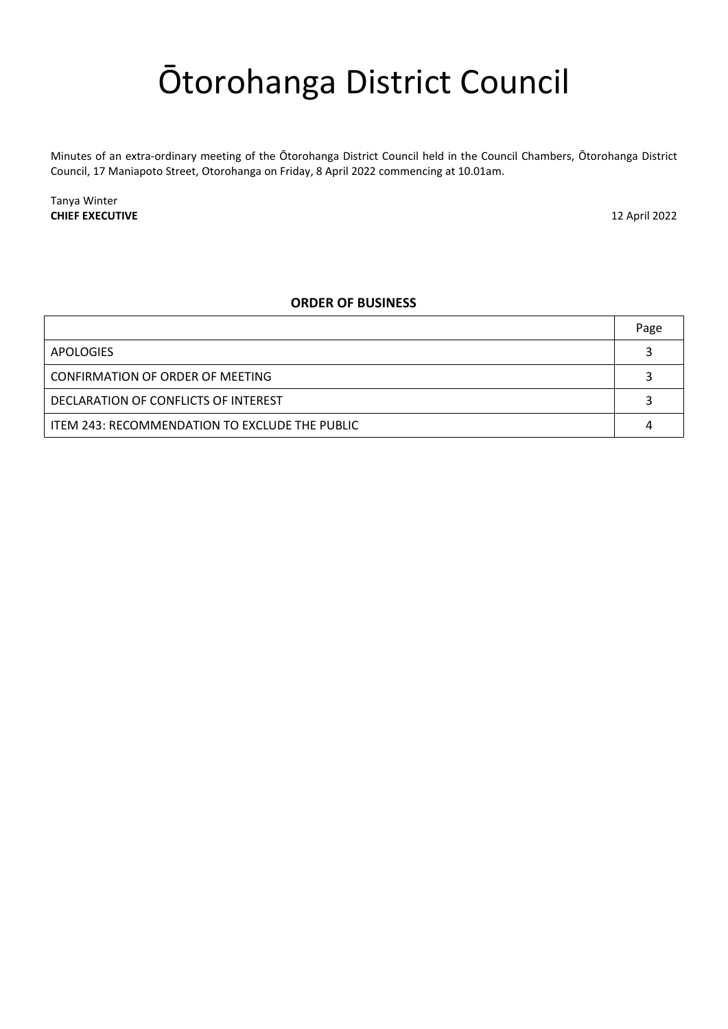# Ōtorohanga District Council

Minutes of an extra-ordinary meeting of the Ōtorohanga District Council held in the Council Chambers, Ōtorohanga District Council, 17 Maniapoto Street, Otorohanga on Friday, 8 April 2022 commencing at 10.01am.

Tanya Winter
**CHIEF EXECUTIVE**

12 April 2022

**ORDER OF BUSINESS**

| | Page |
|---|---|
| APOLOGIES | 3 |
| CONFIRMATION OF ORDER OF MEETING | 3 |
| DECLARATION OF CONFLICTS OF INTEREST | 3 |
| ITEM 243: RECOMMENDATION TO EXCLUDE THE PUBLIC | 4 |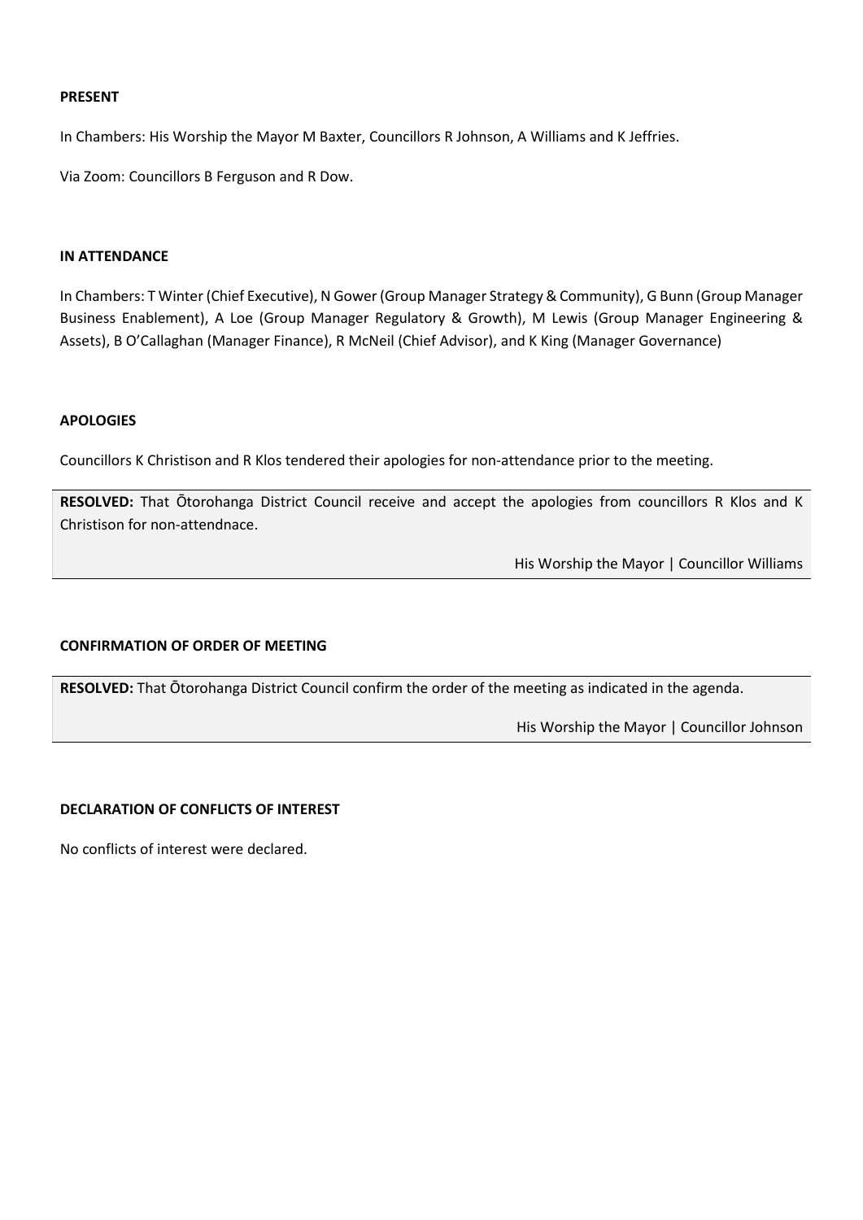**PRESENT**

In Chambers: His Worship the Mayor M Baxter, Councillors R Johnson, A Williams and K Jeffries.

Via Zoom: Councillors B Ferguson and R Dow.

**IN ATTENDANCE**

In Chambers: T Winter (Chief Executive), N Gower (Group Manager Strategy & Community), G Bunn (Group Manager Business Enablement), A Loe (Group Manager Regulatory & Growth), M Lewis (Group Manager Engineering & Assets), B O'Callaghan (Manager Finance), R McNeil (Chief Advisor), and K King (Manager Governance)

**APOLOGIES**

Councillors K Christison and R Klos tendered their apologies for non-attendance prior to the meeting.

**RESOLVED:** That Ōtorohanga District Council receive and accept the apologies from councillors R Klos and K Christison for non-attendnace.

His Worship the Mayor | Councillor Williams

**CONFIRMATION OF ORDER OF MEETING**

**RESOLVED:** That Ōtorohanga District Council confirm the order of the meeting as indicated in the agenda.

His Worship the Mayor | Councillor Johnson

**DECLARATION OF CONFLICTS OF INTEREST**

No conflicts of interest were declared.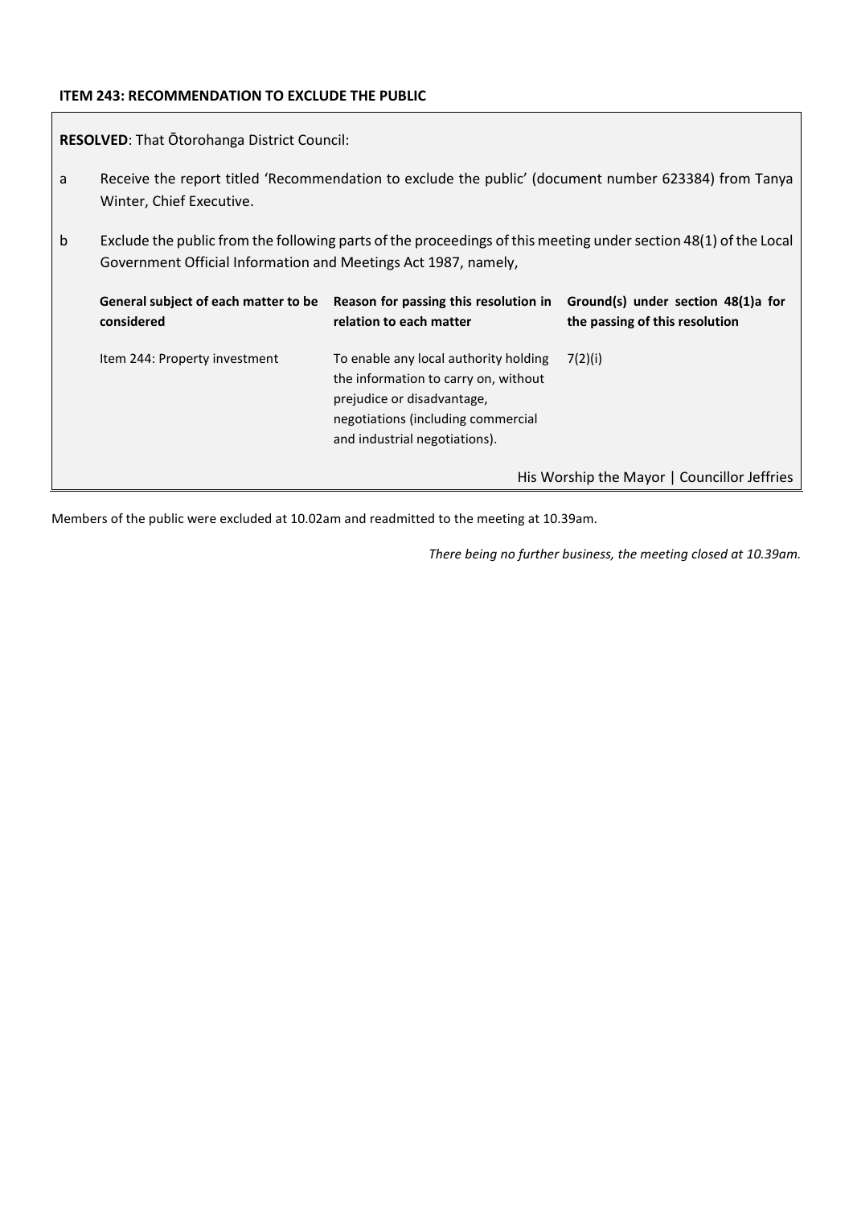**ITEM 243: RECOMMENDATION TO EXCLUDE THE PUBLIC**

**RESOLVED**: That Ōtorohanga District Council:

a Receive the report titled 'Recommendation to exclude the public' (document number 623384) from Tanya Winter, Chief Executive.

b Exclude the public from the following parts of the proceedings of this meeting under section 48(1) of the Local Government Official Information and Meetings Act 1987, namely,

| General subject of each matter to be considered | Reason for passing this resolution in relation to each matter | Ground(s) under section 48(1)a for the passing of this resolution |
|---|---|---|
| Item 244: Property investment | To enable any local authority holding the information to carry on, without prejudice or disadvantage, negotiations (including commercial and industrial negotiations). | 7(2)(i) |

His Worship the Mayor | Councillor Jeffries

Members of the public were excluded at 10.02am and readmitted to the meeting at 10.39am.

*There being no further business, the meeting closed at 10.39am.*